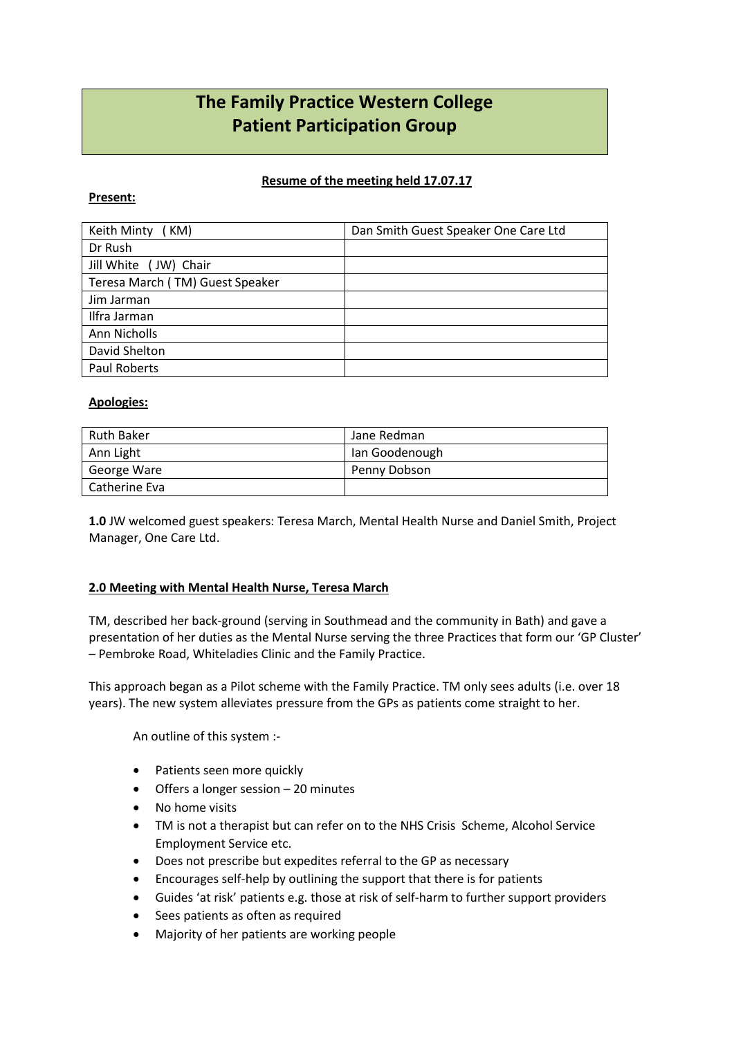# The Family Practice Western College
# Patient Participation Group

**Resume of the meeting held 17.07.17**

**Present:**

| | |
|---|---|
| Keith Minty ( KM) | Dan Smith Guest Speaker One Care Ltd |
| Dr Rush | |
| Jill White ( JW) Chair | |
| Teresa March ( TM) Guest Speaker | |
| Jim Jarman | |
| Ilfra Jarman | |
| Ann Nicholls | |
| David Shelton | |
| Paul Roberts | |

**Apologies:**

| | |
|---|---|
| Ruth Baker | Jane Redman |
| Ann Light | Ian Goodenough |
| George Ware | Penny Dobson |
| Catherine Eva | |

**1.0** JW welcomed guest speakers: Teresa March, Mental Health Nurse and Daniel Smith, Project Manager, One Care Ltd.

## 2.0 Meeting with Mental Health Nurse, Teresa March

TM, described her back-ground (serving in Southmead and the community in Bath) and gave a presentation of her duties as the Mental Nurse serving the three Practices that form our 'GP Cluster' – Pembroke Road, Whiteladies Clinic and the Family Practice.

This approach began as a Pilot scheme with the Family Practice. TM only sees adults (i.e. over 18 years). The new system alleviates pressure from the GPs as patients come straight to her.

An outline of this system :-

- Patients seen more quickly
- Offers a longer session – 20 minutes
- No home visits
- TM is not a therapist but can refer on to the NHS Crisis Scheme, Alcohol Service Employment Service etc.
- Does not prescribe but expedites referral to the GP as necessary
- Encourages self-help by outlining the support that there is for patients
- Guides 'at risk' patients e.g. those at risk of self-harm to further support providers
- Sees patients as often as required
- Majority of her patients are working people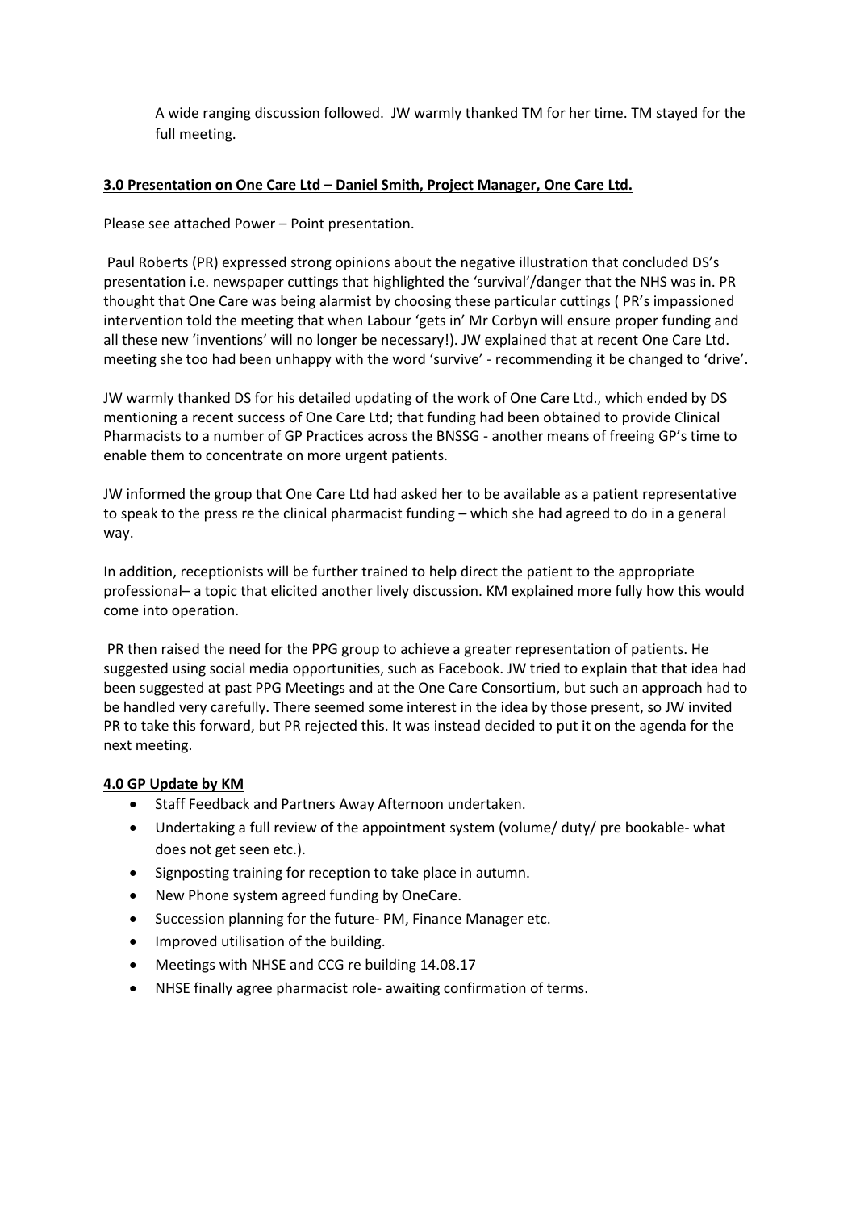A wide ranging discussion followed. JW warmly thanked TM for her time. TM stayed for the full meeting.

**3.0 Presentation on One Care Ltd – Daniel Smith, Project Manager, One Care Ltd.**

Please see attached Power – Point presentation.

Paul Roberts (PR) expressed strong opinions about the negative illustration that concluded DS's presentation i.e. newspaper cuttings that highlighted the 'survival'/danger that the NHS was in. PR thought that One Care was being alarmist by choosing these particular cuttings ( PR's impassioned intervention told the meeting that when Labour 'gets in' Mr Corbyn will ensure proper funding and all these new 'inventions' will no longer be necessary!). JW explained that at recent One Care Ltd. meeting she too had been unhappy with the word 'survive' - recommending it be changed to 'drive'.

JW warmly thanked DS for his detailed updating of the work of One Care Ltd., which ended by DS mentioning a recent success of One Care Ltd; that funding had been obtained to provide Clinical Pharmacists to a number of GP Practices across the BNSSG - another means of freeing GP's time to enable them to concentrate on more urgent patients.

JW informed the group that One Care Ltd had asked her to be available as a patient representative to speak to the press re the clinical pharmacist funding – which she had agreed to do in a general way.

In addition, receptionists will be further trained to help direct the patient to the appropriate professional– a topic that elicited another lively discussion. KM explained more fully how this would come into operation.

PR then raised the need for the PPG group to achieve a greater representation of patients. He suggested using social media opportunities, such as Facebook. JW tried to explain that that idea had been suggested at past PPG Meetings and at the One Care Consortium, but such an approach had to be handled very carefully. There seemed some interest in the idea by those present, so JW invited PR to take this forward, but PR rejected this. It was instead decided to put it on the agenda for the next meeting.

**4.0 GP Update by KM**

- Staff Feedback and Partners Away Afternoon undertaken.
- Undertaking a full review of the appointment system (volume/ duty/ pre bookable- what does not get seen etc.).
- Signposting training for reception to take place in autumn.
- New Phone system agreed funding by OneCare.
- Succession planning for the future- PM, Finance Manager etc.
- Improved utilisation of the building.
- Meetings with NHSE and CCG re building 14.08.17
- NHSE finally agree pharmacist role- awaiting confirmation of terms.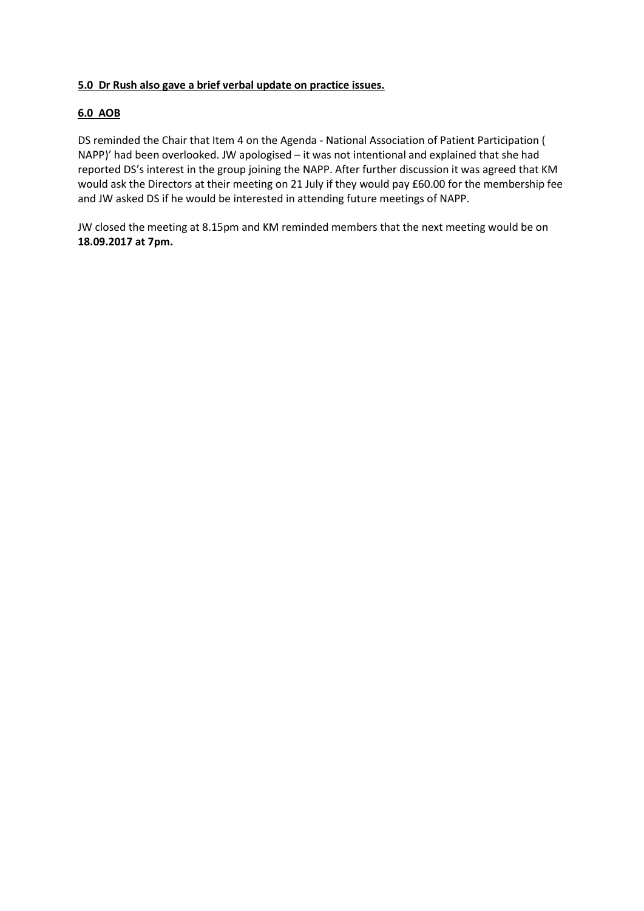**<u>5.0 Dr Rush also gave a brief verbal update on practice issues.</u>**

**<u>6.0 AOB</u>**

DS reminded the Chair that Item 4 on the Agenda - National Association of Patient Participation ( NAPP)' had been overlooked. JW apologised – it was not intentional and explained that she had reported DS's interest in the group joining the NAPP. After further discussion it was agreed that KM would ask the Directors at their meeting on 21 July if they would pay £60.00 for the membership fee and JW asked DS if he would be interested in attending future meetings of NAPP.

JW closed the meeting at 8.15pm and KM reminded members that the next meeting would be on **18.09.2017 at 7pm.**